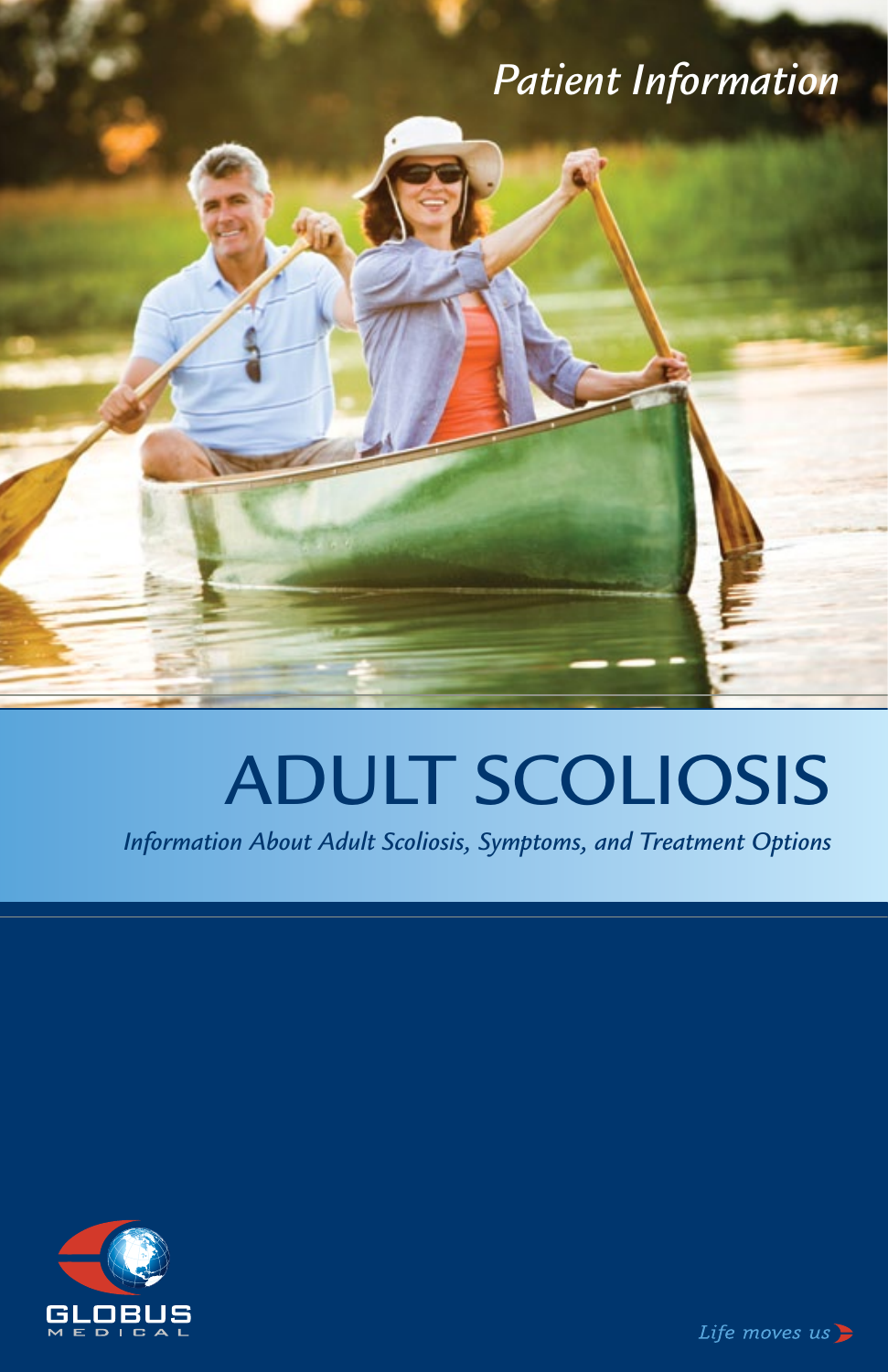*Patient Information*

# ADULT SCOLIOSIS

*Information About Adult Scoliosis, Symptoms, and Treatment Options*

GLOBUS MEDICAL

*Life moves us*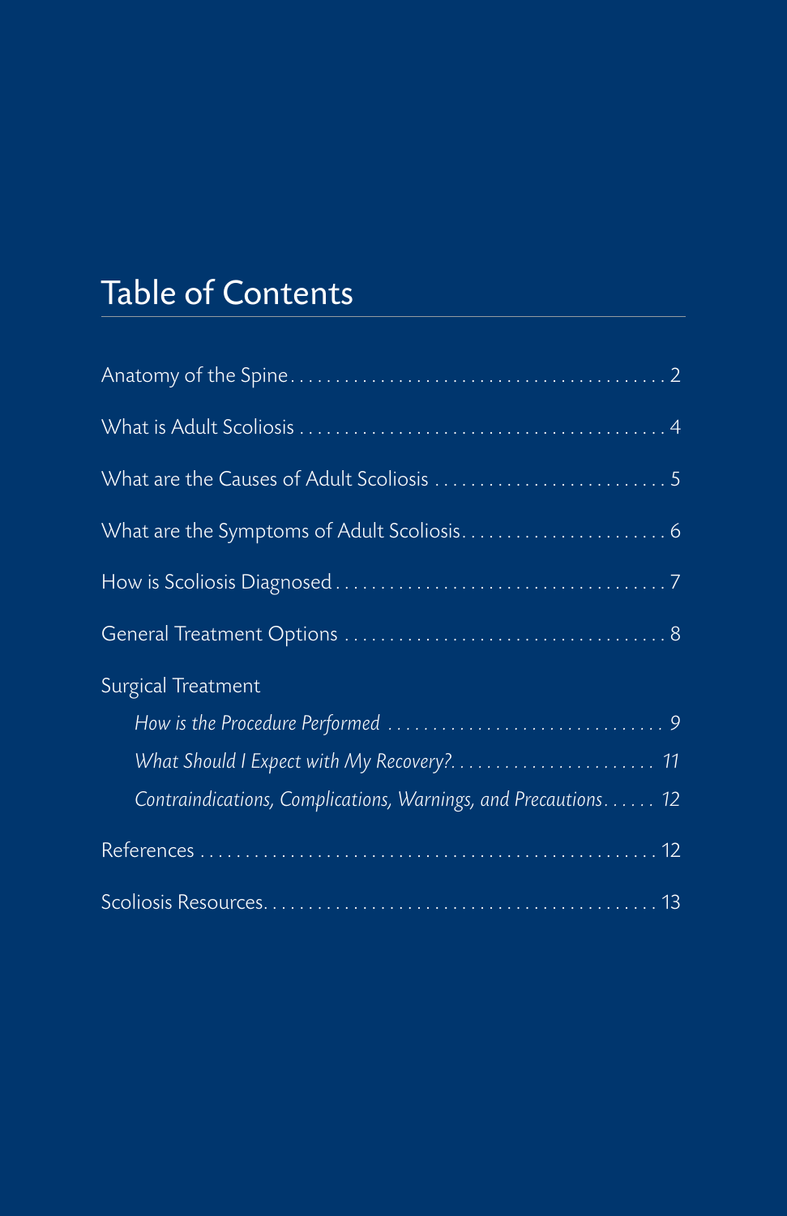# Table of Contents

Anatomy of the Spine . . . . . . . . . . . . . . . . . . . . . . . . . . . . . . . . . . . . . . . . . . 2

What is Adult Scoliosis . . . . . . . . . . . . . . . . . . . . . . . . . . . . . . . . . . . . . . . . . 4

What are the Causes of Adult Scoliosis . . . . . . . . . . . . . . . . . . . . . . . . . . 5

What are the Symptoms of Adult Scoliosis . . . . . . . . . . . . . . . . . . . . . . . 6

How is Scoliosis Diagnosed . . . . . . . . . . . . . . . . . . . . . . . . . . . . . . . . . . . . 7

General Treatment Options . . . . . . . . . . . . . . . . . . . . . . . . . . . . . . . . . . . . 8

Surgical Treatment

- *How is the Procedure Performed . . . . . . . . . . . . . . . . . . . . . . . . . . . . . . . 9*
- *What Should I Expect with My Recovery? . . . . . . . . . . . . . . . . . . . . . . . 11*
- *Contraindications, Complications, Warnings, and Precautions . . . . . . 12*

References . . . . . . . . . . . . . . . . . . . . . . . . . . . . . . . . . . . . . . . . . . . . . . . . . . 12

Scoliosis Resources . . . . . . . . . . . . . . . . . . . . . . . . . . . . . . . . . . . . . . . . . . . 13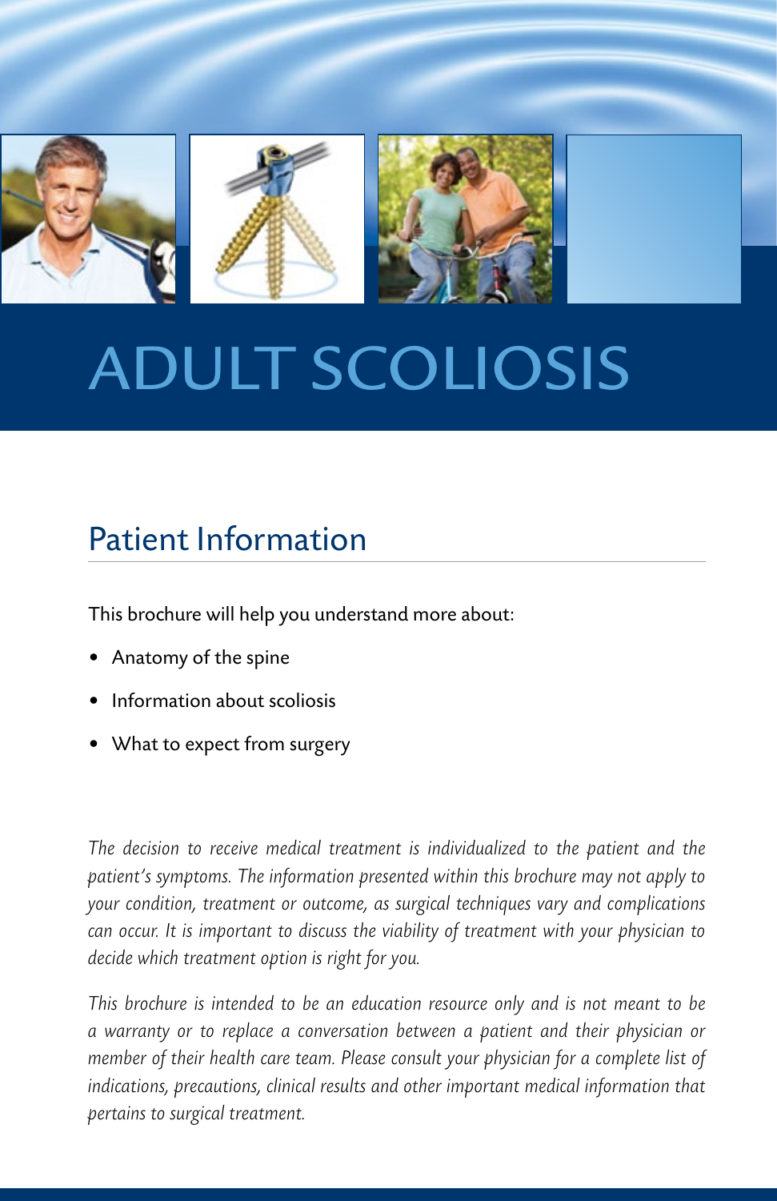# ADULT SCOLIOSIS

## Patient Information

This brochure will help you understand more about:

- Anatomy of the spine
- Information about scoliosis
- What to expect from surgery

*The decision to receive medical treatment is individualized to the patient and the patient's symptoms. The information presented within this brochure may not apply to your condition, treatment or outcome, as surgical techniques vary and complications can occur. It is important to discuss the viability of treatment with your physician to decide which treatment option is right for you.*

*This brochure is intended to be an education resource only and is not meant to be a warranty or to replace a conversation between a patient and their physician or member of their health care team. Please consult your physician for a complete list of indications, precautions, clinical results and other important medical information that pertains to surgical treatment.*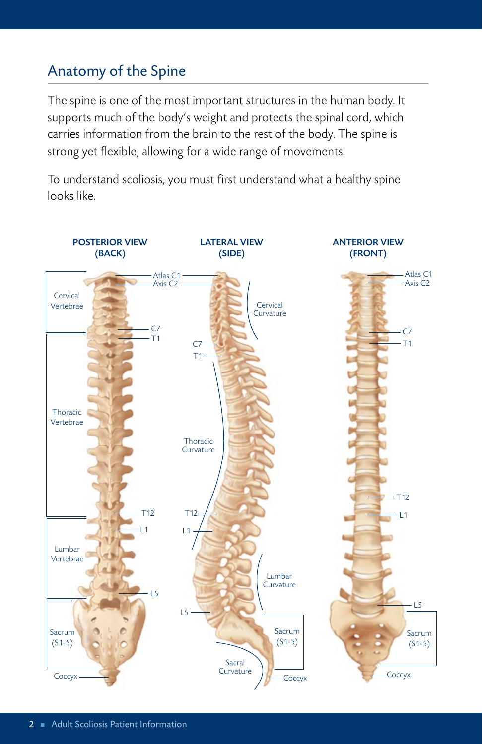## Anatomy of the Spine

The spine is one of the most important structures in the human body. It supports much of the body's weight and protects the spinal cord, which carries information from the brain to the rest of the body. The spine is strong yet flexible, allowing for a wide range of movements.

To understand scoliosis, you must first understand what a healthy spine looks like.

**POSTERIOR VIEW (BACK)**

Atlas C1, Axis C2, Cervical Vertebrae, C7, T1, Thoracic Vertebrae, T12, L1, Lumbar Vertebrae, L5, Sacrum (S1-5), Coccyx

**LATERAL VIEW (SIDE)**

Cervical Curvature, C7, T1, Thoracic Curvature, T12, L1, Lumbar Curvature, L5, Sacrum (S1-5), Sacral Curvature, Coccyx

**ANTERIOR VIEW (FRONT)**

Atlas C1, Axis C2, C7, T1, T12, L1, L5, Sacrum (S1-5), Coccyx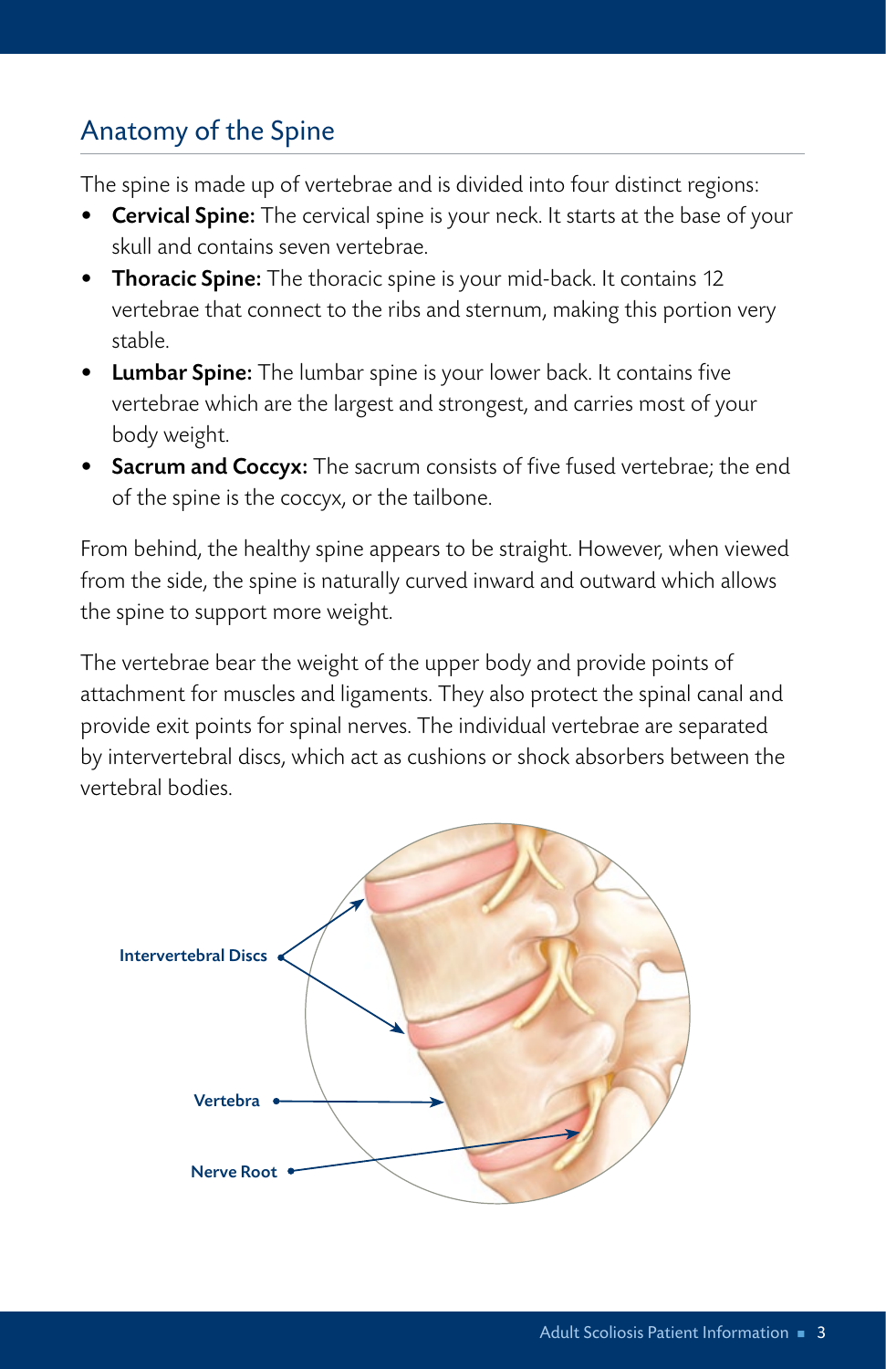## Anatomy of the Spine

The spine is made up of vertebrae and is divided into four distinct regions:

- **Cervical Spine:** The cervical spine is your neck. It starts at the base of your skull and contains seven vertebrae.
- **Thoracic Spine:** The thoracic spine is your mid-back. It contains 12 vertebrae that connect to the ribs and sternum, making this portion very stable.
- **Lumbar Spine:** The lumbar spine is your lower back. It contains five vertebrae which are the largest and strongest, and carries most of your body weight.
- **Sacrum and Coccyx:** The sacrum consists of five fused vertebrae; the end of the spine is the coccyx, or the tailbone.

From behind, the healthy spine appears to be straight. However, when viewed from the side, the spine is naturally curved inward and outward which allows the spine to support more weight.

The vertebrae bear the weight of the upper body and provide points of attachment for muscles and ligaments. They also protect the spinal canal and provide exit points for spinal nerves. The individual vertebrae are separated by intervertebral discs, which act as cushions or shock absorbers between the vertebral bodies.

Intervertebral Discs

Vertebra

Nerve Root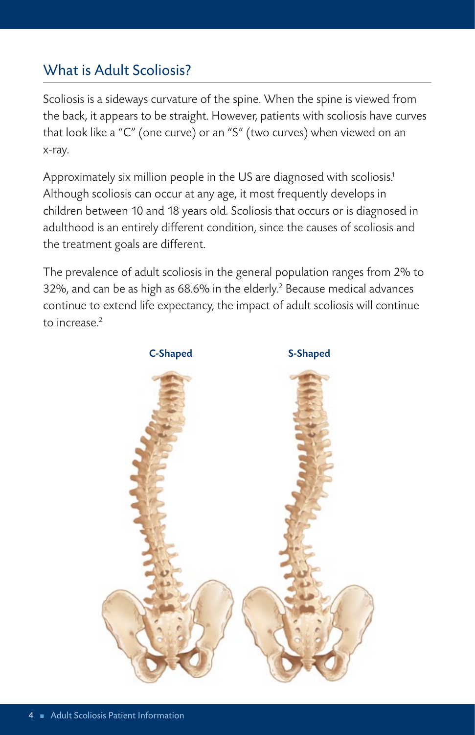## What is Adult Scoliosis?

Scoliosis is a sideways curvature of the spine. When the spine is viewed from the back, it appears to be straight. However, patients with scoliosis have curves that look like a "C" (one curve) or an "S" (two curves) when viewed on an x-ray.

Approximately six million people in the US are diagnosed with scoliosis.[1] Although scoliosis can occur at any age, it most frequently develops in children between 10 and 18 years old. Scoliosis that occurs or is diagnosed in adulthood is an entirely different condition, since the causes of scoliosis and the treatment goals are different.

The prevalence of adult scoliosis in the general population ranges from 2% to 32%, and can be as high as 68.6% in the elderly.[2] Because medical advances continue to extend life expectancy, the impact of adult scoliosis will continue to increase.[2]

**C-Shaped**

**S-Shaped**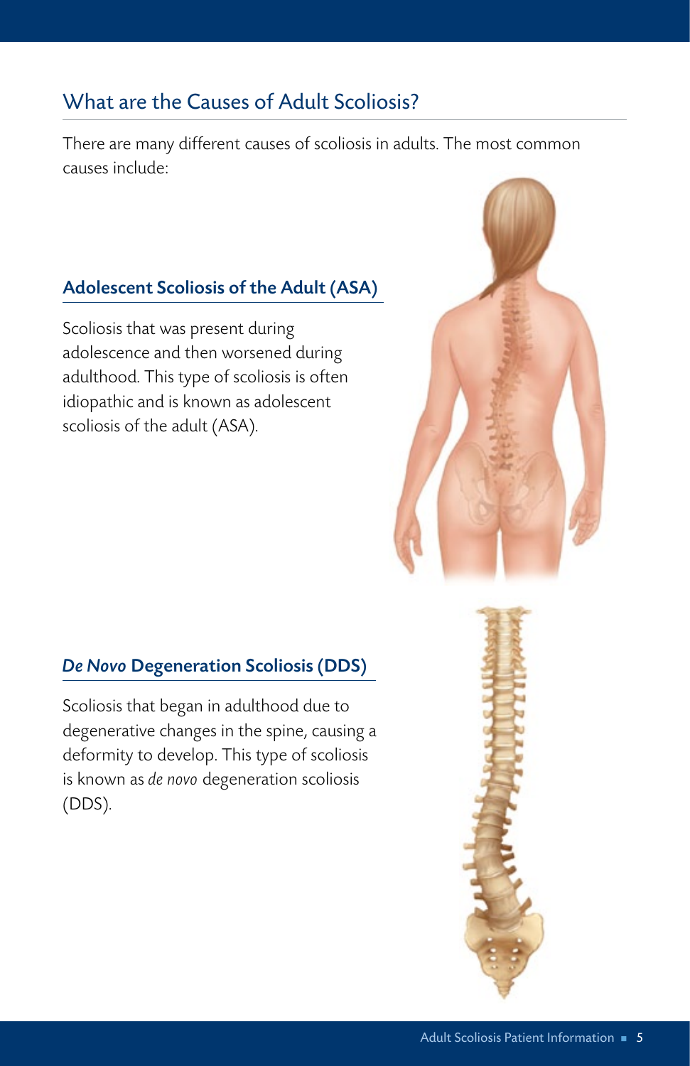## What are the Causes of Adult Scoliosis?

There are many different causes of scoliosis in adults. The most common causes include:

### Adolescent Scoliosis of the Adult (ASA)

Scoliosis that was present during adolescence and then worsened during adulthood. This type of scoliosis is often idiopathic and is known as adolescent scoliosis of the adult (ASA).

### *De Novo* Degeneration Scoliosis (DDS)

Scoliosis that began in adulthood due to degenerative changes in the spine, causing a deformity to develop. This type of scoliosis is known as *de novo* degeneration scoliosis (DDS).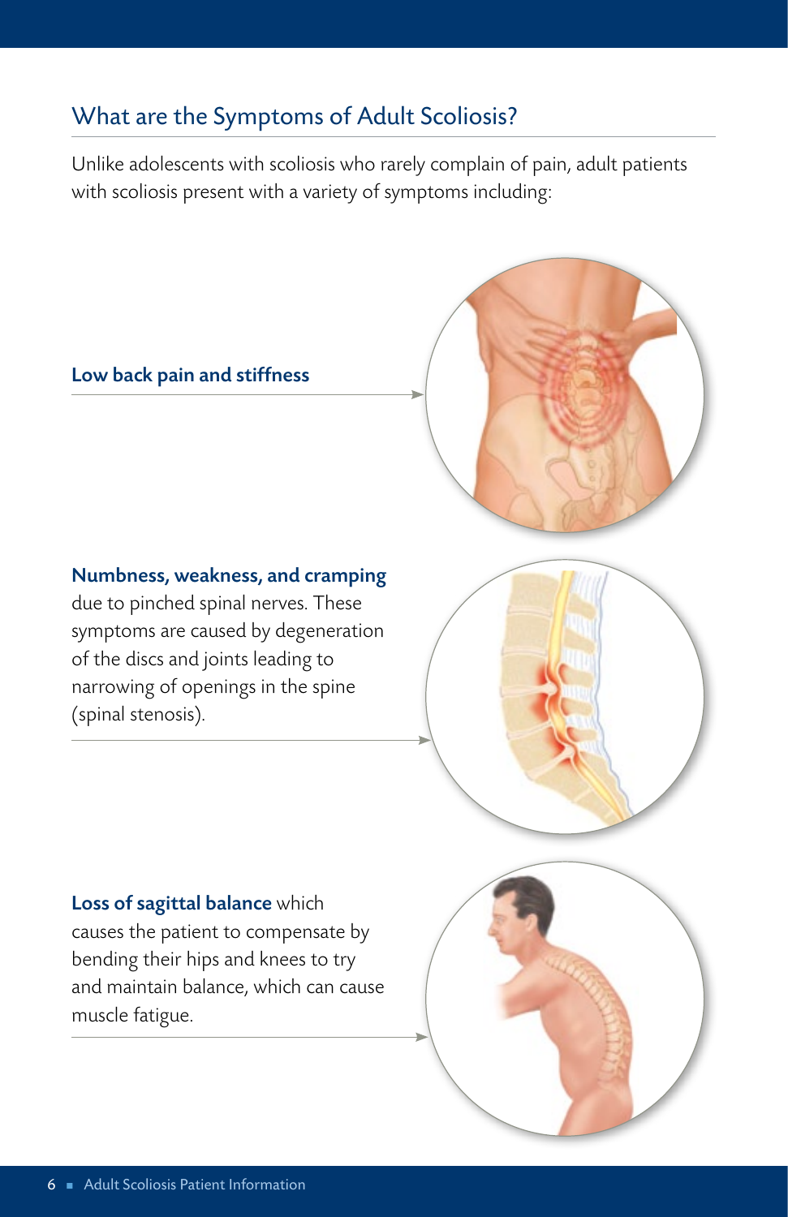## What are the Symptoms of Adult Scoliosis?

Unlike adolescents with scoliosis who rarely complain of pain, adult patients with scoliosis present with a variety of symptoms including:

**Low back pain and stiffness**

**Numbness, weakness, and cramping** due to pinched spinal nerves. These symptoms are caused by degeneration of the discs and joints leading to narrowing of openings in the spine (spinal stenosis).

**Loss of sagittal balance** which causes the patient to compensate by bending their hips and knees to try and maintain balance, which can cause muscle fatigue.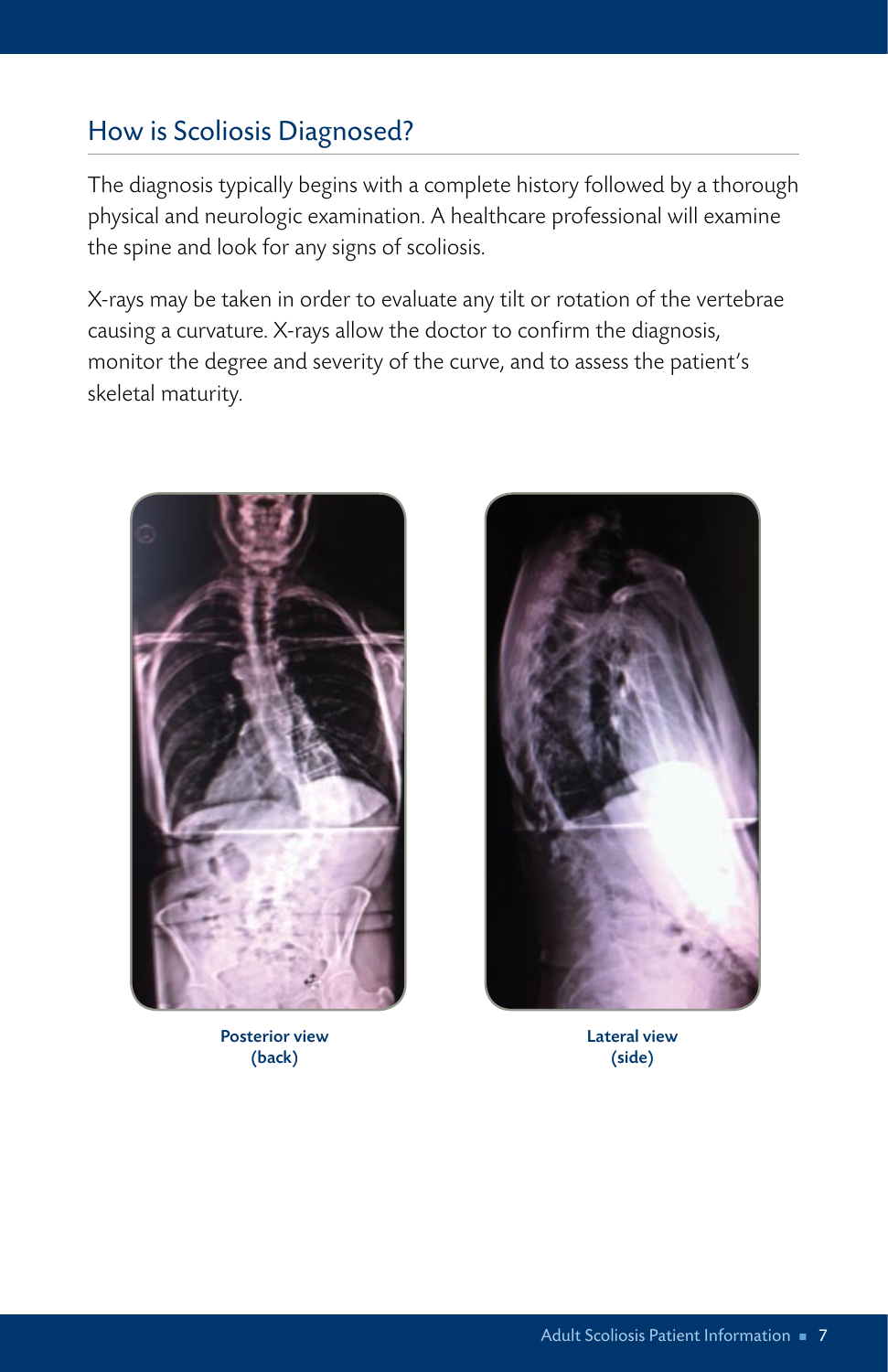## How is Scoliosis Diagnosed?

The diagnosis typically begins with a complete history followed by a thorough physical and neurologic examination. A healthcare professional will examine the spine and look for any signs of scoliosis.

X-rays may be taken in order to evaluate any tilt or rotation of the vertebrae causing a curvature. X-rays allow the doctor to confirm the diagnosis, monitor the degree and severity of the curve, and to assess the patient's skeletal maturity.

**Posterior view (back)**

**Lateral view (side)**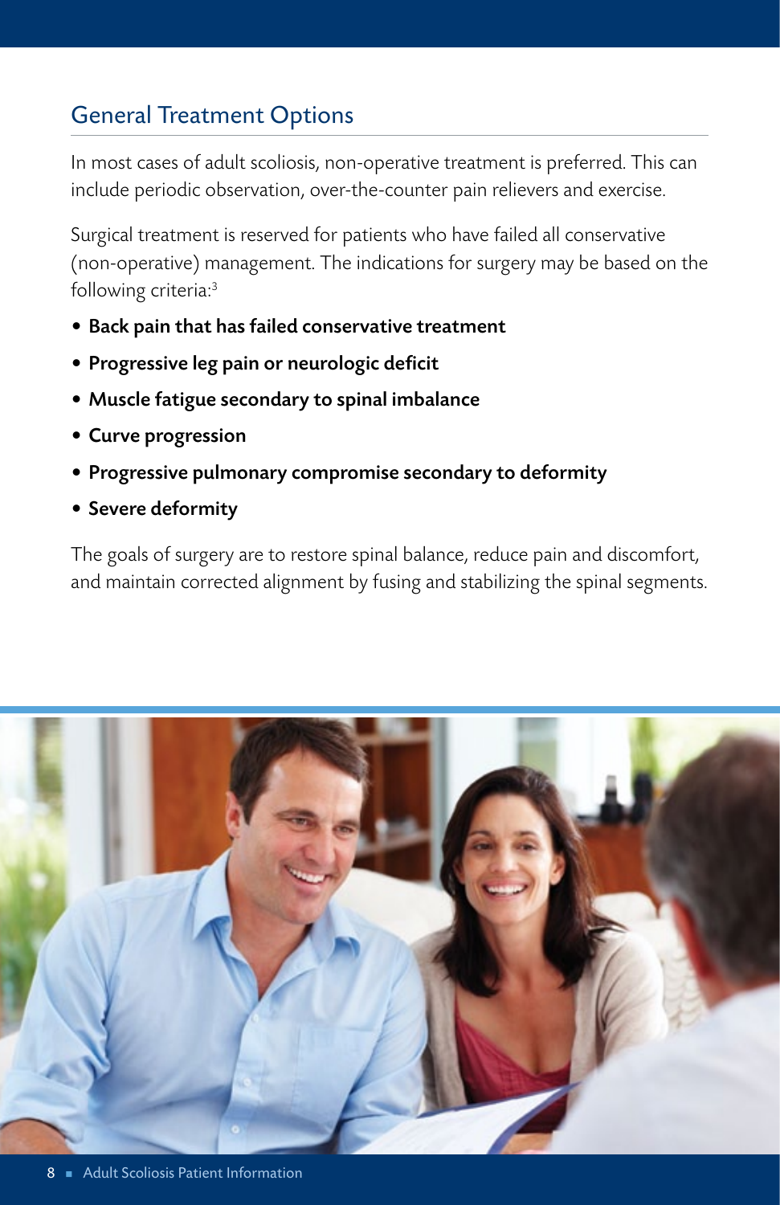## General Treatment Options

In most cases of adult scoliosis, non-operative treatment is preferred. This can include periodic observation, over-the-counter pain relievers and exercise.

Surgical treatment is reserved for patients who have failed all conservative (non-operative) management. The indications for surgery may be based on the following criteria:[3]

- **Back pain that has failed conservative treatment**
- **Progressive leg pain or neurologic deficit**
- **Muscle fatigue secondary to spinal imbalance**
- **Curve progression**
- **Progressive pulmonary compromise secondary to deformity**
- **Severe deformity**

The goals of surgery are to restore spinal balance, reduce pain and discomfort, and maintain corrected alignment by fusing and stabilizing the spinal segments.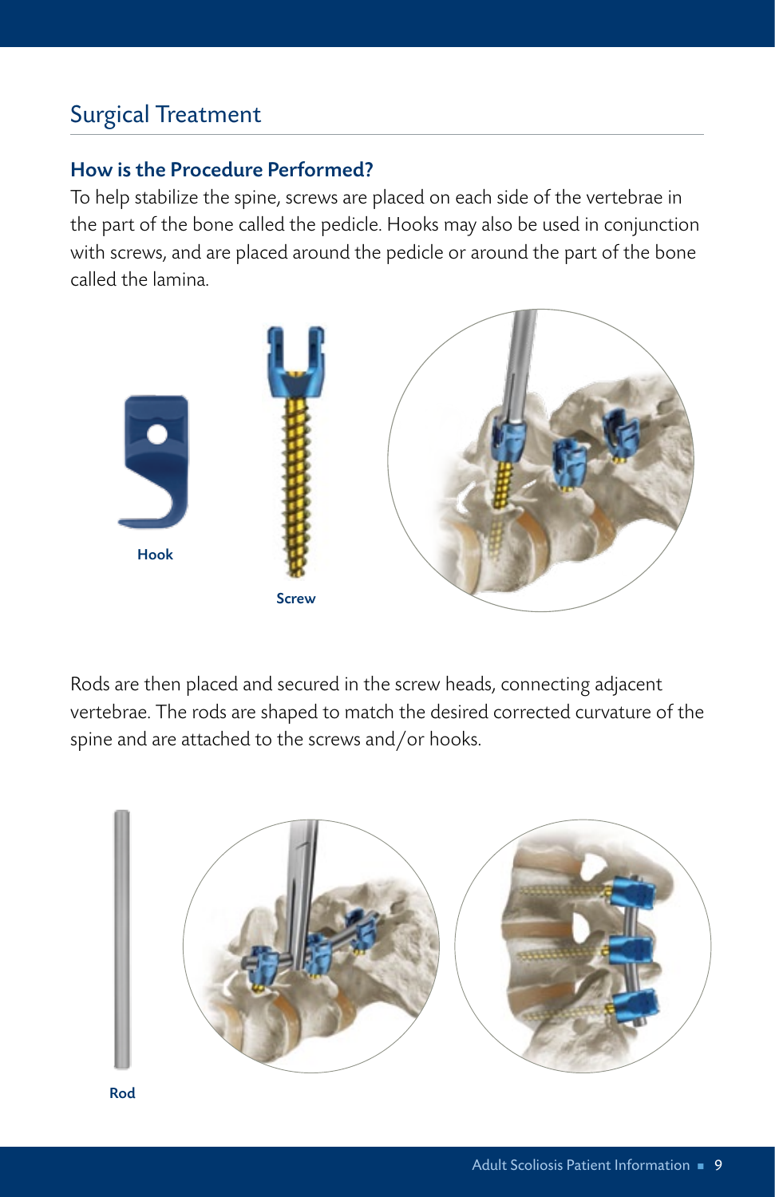## Surgical Treatment

### How is the Procedure Performed?

To help stabilize the spine, screws are placed on each side of the vertebrae in the part of the bone called the pedicle. Hooks may also be used in conjunction with screws, and are placed around the pedicle or around the part of the bone called the lamina.

Hook

Screw

Rods are then placed and secured in the screw heads, connecting adjacent vertebrae. The rods are shaped to match the desired corrected curvature of the spine and are attached to the screws and/or hooks.

Rod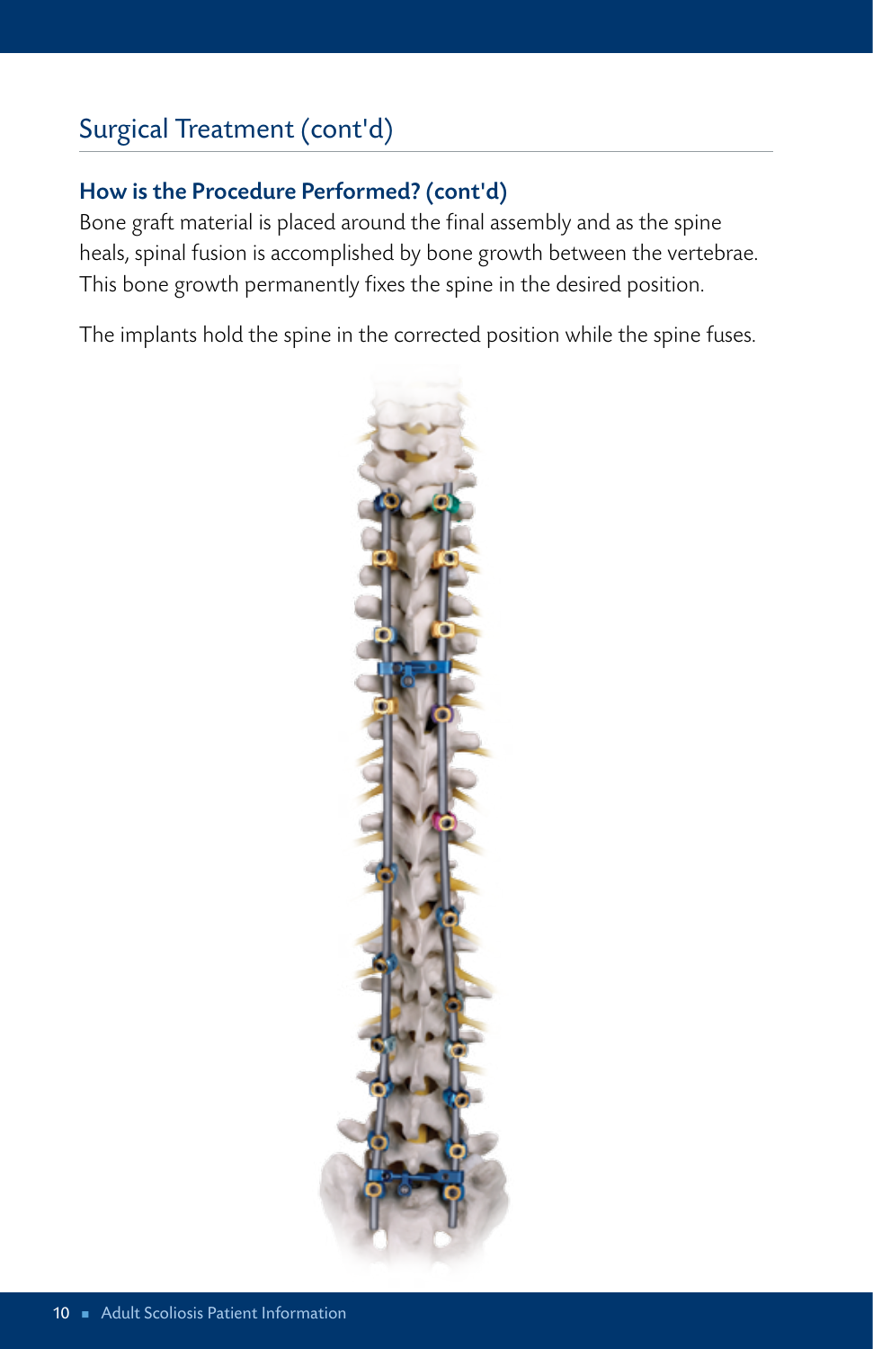## Surgical Treatment (cont'd)

### How is the Procedure Performed? (cont'd)

Bone graft material is placed around the final assembly and as the spine heals, spinal fusion is accomplished by bone growth between the vertebrae. This bone growth permanently fixes the spine in the desired position.

The implants hold the spine in the corrected position while the spine fuses.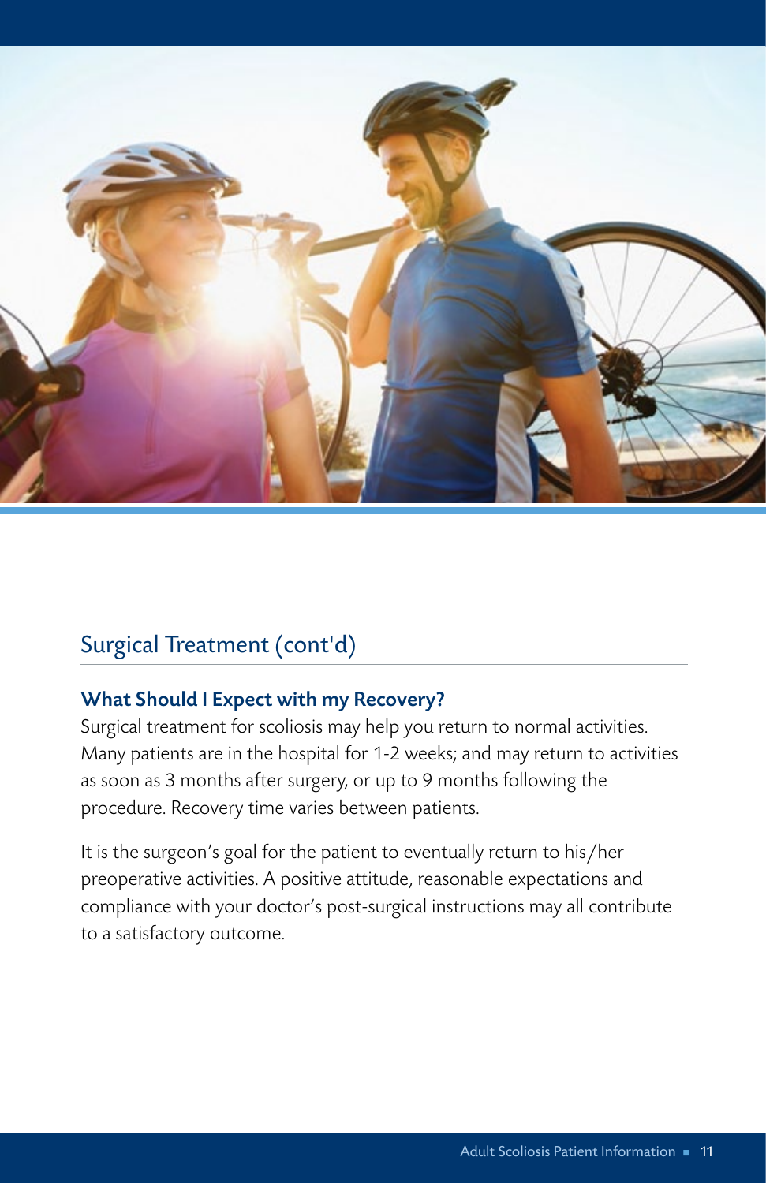## Surgical Treatment (cont'd)

### What Should I Expect with my Recovery?

Surgical treatment for scoliosis may help you return to normal activities. Many patients are in the hospital for 1-2 weeks; and may return to activities as soon as 3 months after surgery, or up to 9 months following the procedure. Recovery time varies between patients.

It is the surgeon's goal for the patient to eventually return to his/her preoperative activities. A positive attitude, reasonable expectations and compliance with your doctor's post-surgical instructions may all contribute to a satisfactory outcome.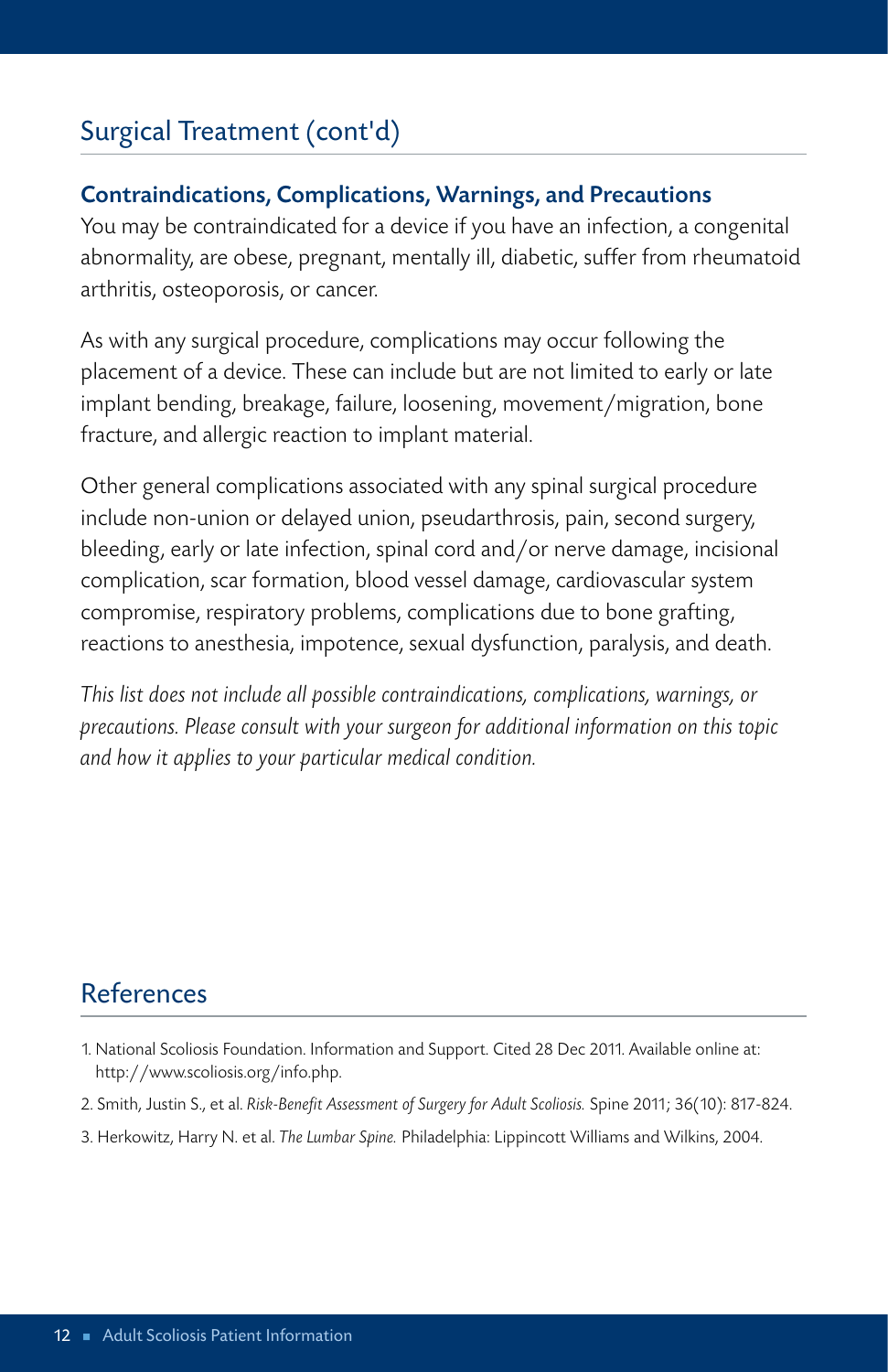## Surgical Treatment (cont'd)

### Contraindications, Complications, Warnings, and Precautions

You may be contraindicated for a device if you have an infection, a congenital abnormality, are obese, pregnant, mentally ill, diabetic, suffer from rheumatoid arthritis, osteoporosis, or cancer.

As with any surgical procedure, complications may occur following the placement of a device. These can include but are not limited to early or late implant bending, breakage, failure, loosening, movement/migration, bone fracture, and allergic reaction to implant material.

Other general complications associated with any spinal surgical procedure include non-union or delayed union, pseudarthrosis, pain, second surgery, bleeding, early or late infection, spinal cord and/or nerve damage, incisional complication, scar formation, blood vessel damage, cardiovascular system compromise, respiratory problems, complications due to bone grafting, reactions to anesthesia, impotence, sexual dysfunction, paralysis, and death.

*This list does not include all possible contraindications, complications, warnings, or precautions. Please consult with your surgeon for additional information on this topic and how it applies to your particular medical condition.*

## References

1. National Scoliosis Foundation. Information and Support. Cited 28 Dec 2011. Available online at: http://www.scoliosis.org/info.php.
2. Smith, Justin S., et al. *Risk-Benefit Assessment of Surgery for Adult Scoliosis.* Spine 2011; 36(10): 817-824.
3. Herkowitz, Harry N. et al. *The Lumbar Spine.* Philadelphia: Lippincott Williams and Wilkins, 2004.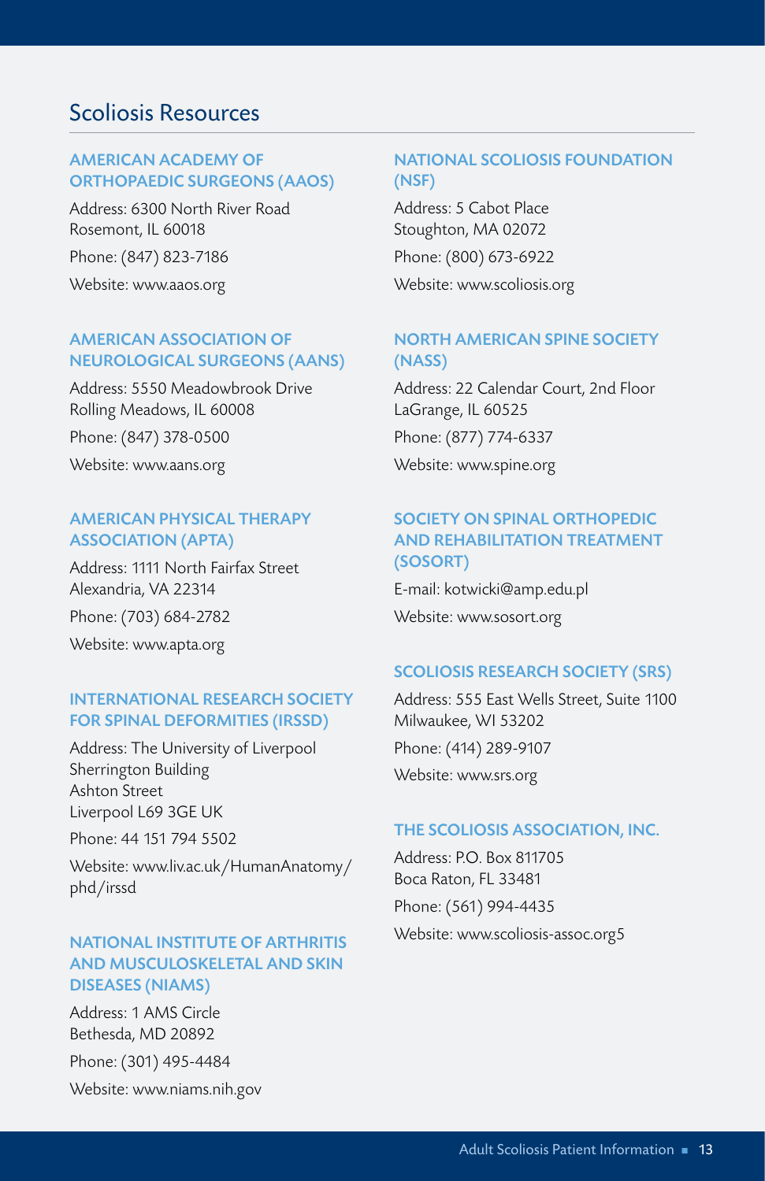## Scoliosis Resources

### AMERICAN ACADEMY OF ORTHOPAEDIC SURGEONS (AAOS)

Address: 6300 North River Road
Rosemont, IL 60018

Phone: (847) 823-7186

Website: www.aaos.org

### AMERICAN ASSOCIATION OF NEUROLOGICAL SURGEONS (AANS)

Address: 5550 Meadowbrook Drive
Rolling Meadows, IL 60008

Phone: (847) 378-0500

Website: www.aans.org

### AMERICAN PHYSICAL THERAPY ASSOCIATION (APTA)

Address: 1111 North Fairfax Street
Alexandria, VA 22314

Phone: (703) 684-2782

Website: www.apta.org

### INTERNATIONAL RESEARCH SOCIETY FOR SPINAL DEFORMITIES (IRSSD)

Address: The University of Liverpool
Sherrington Building
Ashton Street
Liverpool L69 3GE UK

Phone: 44 151 794 5502

Website: www.liv.ac.uk/HumanAnatomy/phd/irssd

### NATIONAL INSTITUTE OF ARTHRITIS AND MUSCULOSKELETAL AND SKIN DISEASES (NIAMS)

Address: 1 AMS Circle
Bethesda, MD 20892

Phone: (301) 495-4484

Website: www.niams.nih.gov

### NATIONAL SCOLIOSIS FOUNDATION (NSF)

Address: 5 Cabot Place
Stoughton, MA 02072

Phone: (800) 673-6922

Website: www.scoliosis.org

### NORTH AMERICAN SPINE SOCIETY (NASS)

Address: 22 Calendar Court, 2nd Floor
LaGrange, IL 60525

Phone: (877) 774-6337

Website: www.spine.org

### SOCIETY ON SPINAL ORTHOPEDIC AND REHABILITATION TREATMENT (SOSORT)

E-mail: kotwicki@amp.edu.pl

Website: www.sosort.org

### SCOLIOSIS RESEARCH SOCIETY (SRS)

Address: 555 East Wells Street, Suite 1100
Milwaukee, WI 53202

Phone: (414) 289-9107

Website: www.srs.org

### THE SCOLIOSIS ASSOCIATION, INC.

Address: P.O. Box 811705
Boca Raton, FL 33481

Phone: (561) 994-4435

Website: www.scoliosis-assoc.org5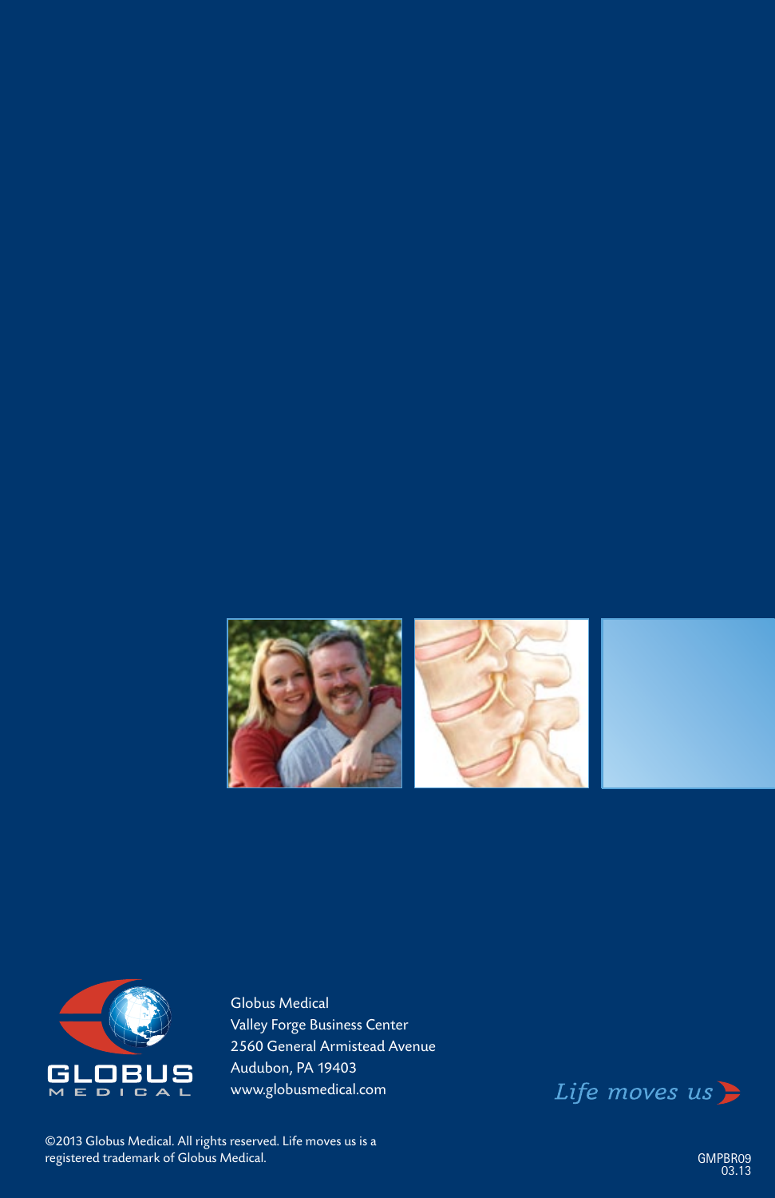Globus Medical
Valley Forge Business Center
2560 General Armistead Avenue
Audubon, PA 19403
www.globusmedical.com

*Life moves us*

©2013 Globus Medical. All rights reserved. Life moves us is a registered trademark of Globus Medical.

GMPBR09
03.13